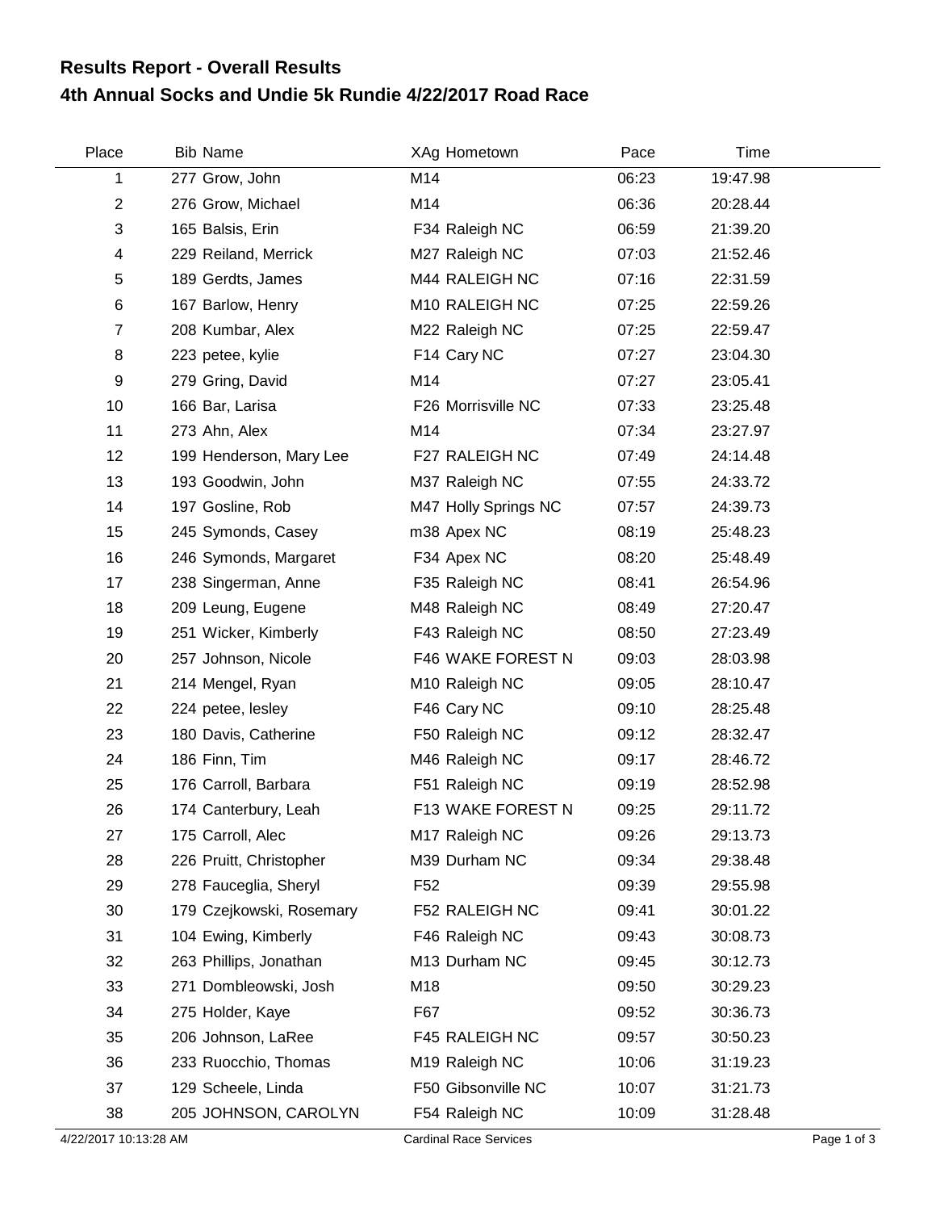# Results Report - Overall Results
## 4th Annual Socks and Undie 5k Rundie 4/22/2017 Road Race

| Place | Bib | Name | XAg | Hometown | Pace | Time |
|---|---|---|---|---|---|---|
| 1 | 277 | Grow, John | M14 | | 06:23 | 19:47.98 |
| 2 | 276 | Grow, Michael | M14 | | 06:36 | 20:28.44 |
| 3 | 165 | Balsis, Erin | F34 | Raleigh NC | 06:59 | 21:39.20 |
| 4 | 229 | Reiland, Merrick | M27 | Raleigh NC | 07:03 | 21:52.46 |
| 5 | 189 | Gerdts, James | M44 | RALEIGH NC | 07:16 | 22:31.59 |
| 6 | 167 | Barlow, Henry | M10 | RALEIGH NC | 07:25 | 22:59.26 |
| 7 | 208 | Kumbar, Alex | M22 | Raleigh NC | 07:25 | 22:59.47 |
| 8 | 223 | petee, kylie | F14 | Cary NC | 07:27 | 23:04.30 |
| 9 | 279 | Gring, David | M14 | | 07:27 | 23:05.41 |
| 10 | 166 | Bar, Larisa | F26 | Morrisville NC | 07:33 | 23:25.48 |
| 11 | 273 | Ahn, Alex | M14 | | 07:34 | 23:27.97 |
| 12 | 199 | Henderson, Mary Lee | F27 | RALEIGH NC | 07:49 | 24:14.48 |
| 13 | 193 | Goodwin, John | M37 | Raleigh NC | 07:55 | 24:33.72 |
| 14 | 197 | Gosline, Rob | M47 | Holly Springs NC | 07:57 | 24:39.73 |
| 15 | 245 | Symonds, Casey | m38 | Apex NC | 08:19 | 25:48.23 |
| 16 | 246 | Symonds, Margaret | F34 | Apex NC | 08:20 | 25:48.49 |
| 17 | 238 | Singerman, Anne | F35 | Raleigh NC | 08:41 | 26:54.96 |
| 18 | 209 | Leung, Eugene | M48 | Raleigh NC | 08:49 | 27:20.47 |
| 19 | 251 | Wicker, Kimberly | F43 | Raleigh NC | 08:50 | 27:23.49 |
| 20 | 257 | Johnson, Nicole | F46 | WAKE FOREST N | 09:03 | 28:03.98 |
| 21 | 214 | Mengel, Ryan | M10 | Raleigh NC | 09:05 | 28:10.47 |
| 22 | 224 | petee, lesley | F46 | Cary NC | 09:10 | 28:25.48 |
| 23 | 180 | Davis, Catherine | F50 | Raleigh NC | 09:12 | 28:32.47 |
| 24 | 186 | Finn, Tim | M46 | Raleigh NC | 09:17 | 28:46.72 |
| 25 | 176 | Carroll, Barbara | F51 | Raleigh NC | 09:19 | 28:52.98 |
| 26 | 174 | Canterbury, Leah | F13 | WAKE FOREST N | 09:25 | 29:11.72 |
| 27 | 175 | Carroll, Alec | M17 | Raleigh NC | 09:26 | 29:13.73 |
| 28 | 226 | Pruitt, Christopher | M39 | Durham NC | 09:34 | 29:38.48 |
| 29 | 278 | Fauceglia, Sheryl | F52 | | 09:39 | 29:55.98 |
| 30 | 179 | Czejkowski, Rosemary | F52 | RALEIGH NC | 09:41 | 30:01.22 |
| 31 | 104 | Ewing, Kimberly | F46 | Raleigh NC | 09:43 | 30:08.73 |
| 32 | 263 | Phillips, Jonathan | M13 | Durham NC | 09:45 | 30:12.73 |
| 33 | 271 | Dombleowski, Josh | M18 | | 09:50 | 30:29.23 |
| 34 | 275 | Holder, Kaye | F67 | | 09:52 | 30:36.73 |
| 35 | 206 | Johnson, LaRee | F45 | RALEIGH NC | 09:57 | 30:50.23 |
| 36 | 233 | Ruocchio, Thomas | M19 | Raleigh NC | 10:06 | 31:19.23 |
| 37 | 129 | Scheele, Linda | F50 | Gibsonville NC | 10:07 | 31:21.73 |
| 38 | 205 | JOHNSON, CAROLYN | F54 | Raleigh NC | 10:09 | 31:28.48 |

4/22/2017 10:13:28 AM    Cardinal Race Services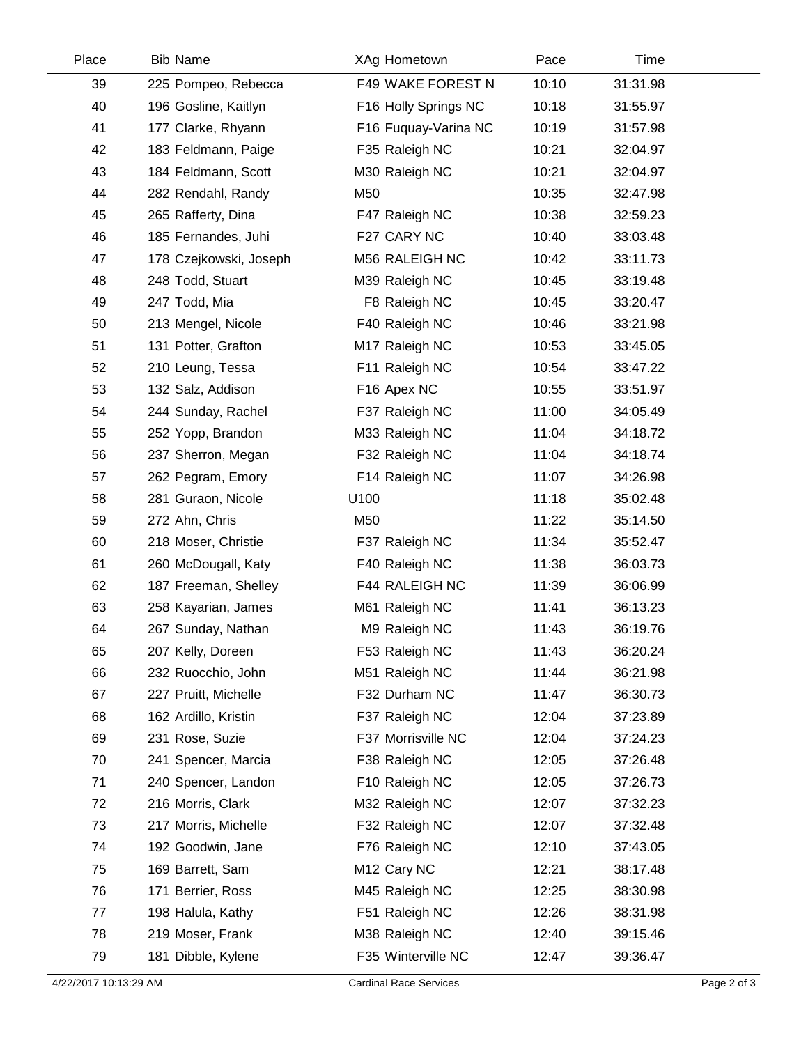| Place | Bib | Name | XAg | Hometown | Pace | Time |
|---|---|---|---|---|---|---|
| 39 | 225 | Pompeo, Rebecca | F49 | WAKE FOREST N | 10:10 | 31:31.98 |
| 40 | 196 | Gosline, Kaitlyn | F16 | Holly Springs NC | 10:18 | 31:55.97 |
| 41 | 177 | Clarke, Rhyann | F16 | Fuquay-Varina NC | 10:19 | 31:57.98 |
| 42 | 183 | Feldmann, Paige | F35 | Raleigh NC | 10:21 | 32:04.97 |
| 43 | 184 | Feldmann, Scott | M30 | Raleigh NC | 10:21 | 32:04.97 |
| 44 | 282 | Rendahl, Randy | M50 | | 10:35 | 32:47.98 |
| 45 | 265 | Rafferty, Dina | F47 | Raleigh NC | 10:38 | 32:59.23 |
| 46 | 185 | Fernandes, Juhi | F27 | CARY NC | 10:40 | 33:03.48 |
| 47 | 178 | Czejkowski, Joseph | M56 | RALEIGH NC | 10:42 | 33:11.73 |
| 48 | 248 | Todd, Stuart | M39 | Raleigh NC | 10:45 | 33:19.48 |
| 49 | 247 | Todd, Mia | F8 | Raleigh NC | 10:45 | 33:20.47 |
| 50 | 213 | Mengel, Nicole | F40 | Raleigh NC | 10:46 | 33:21.98 |
| 51 | 131 | Potter, Grafton | M17 | Raleigh NC | 10:53 | 33:45.05 |
| 52 | 210 | Leung, Tessa | F11 | Raleigh NC | 10:54 | 33:47.22 |
| 53 | 132 | Salz, Addison | F16 | Apex NC | 10:55 | 33:51.97 |
| 54 | 244 | Sunday, Rachel | F37 | Raleigh NC | 11:00 | 34:05.49 |
| 55 | 252 | Yopp, Brandon | M33 | Raleigh NC | 11:04 | 34:18.72 |
| 56 | 237 | Sherron, Megan | F32 | Raleigh NC | 11:04 | 34:18.74 |
| 57 | 262 | Pegram, Emory | F14 | Raleigh NC | 11:07 | 34:26.98 |
| 58 | 281 | Guraon, Nicole | U100 | | 11:18 | 35:02.48 |
| 59 | 272 | Ahn, Chris | M50 | | 11:22 | 35:14.50 |
| 60 | 218 | Moser, Christie | F37 | Raleigh NC | 11:34 | 35:52.47 |
| 61 | 260 | McDougall, Katy | F40 | Raleigh NC | 11:38 | 36:03.73 |
| 62 | 187 | Freeman, Shelley | F44 | RALEIGH NC | 11:39 | 36:06.99 |
| 63 | 258 | Kayarian, James | M61 | Raleigh NC | 11:41 | 36:13.23 |
| 64 | 267 | Sunday, Nathan | M9 | Raleigh NC | 11:43 | 36:19.76 |
| 65 | 207 | Kelly, Doreen | F53 | Raleigh NC | 11:43 | 36:20.24 |
| 66 | 232 | Ruocchio, John | M51 | Raleigh NC | 11:44 | 36:21.98 |
| 67 | 227 | Pruitt, Michelle | F32 | Durham NC | 11:47 | 36:30.73 |
| 68 | 162 | Ardillo, Kristin | F37 | Raleigh NC | 12:04 | 37:23.89 |
| 69 | 231 | Rose, Suzie | F37 | Morrisville NC | 12:04 | 37:24.23 |
| 70 | 241 | Spencer, Marcia | F38 | Raleigh NC | 12:05 | 37:26.48 |
| 71 | 240 | Spencer, Landon | F10 | Raleigh NC | 12:05 | 37:26.73 |
| 72 | 216 | Morris, Clark | M32 | Raleigh NC | 12:07 | 37:32.23 |
| 73 | 217 | Morris, Michelle | F32 | Raleigh NC | 12:07 | 37:32.48 |
| 74 | 192 | Goodwin, Jane | F76 | Raleigh NC | 12:10 | 37:43.05 |
| 75 | 169 | Barrett, Sam | M12 | Cary NC | 12:21 | 38:17.48 |
| 76 | 171 | Berrier, Ross | M45 | Raleigh NC | 12:25 | 38:30.98 |
| 77 | 198 | Halula, Kathy | F51 | Raleigh NC | 12:26 | 38:31.98 |
| 78 | 219 | Moser, Frank | M38 | Raleigh NC | 12:40 | 39:15.46 |
| 79 | 181 | Dibble, Kylene | F35 | Winterville NC | 12:47 | 39:36.47 |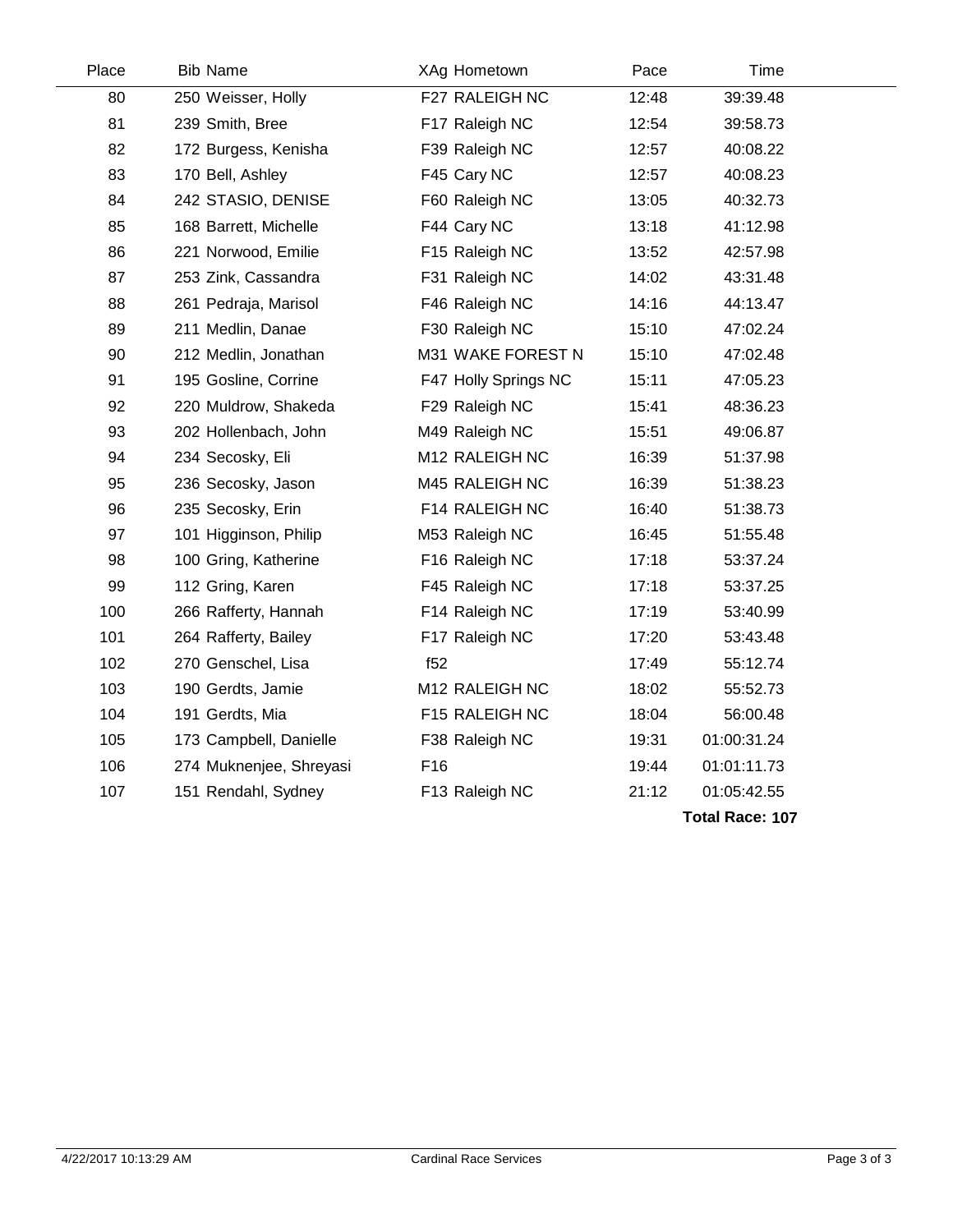| Place | Bib | Name | XAg | Hometown | Pace | Time |
|---|---|---|---|---|---|---|
| 80 | 250 | Weisser, Holly | F27 | RALEIGH NC | 12:48 | 39:39.48 |
| 81 | 239 | Smith, Bree | F17 | Raleigh NC | 12:54 | 39:58.73 |
| 82 | 172 | Burgess, Kenisha | F39 | Raleigh NC | 12:57 | 40:08.22 |
| 83 | 170 | Bell, Ashley | F45 | Cary NC | 12:57 | 40:08.23 |
| 84 | 242 | STASIO, DENISE | F60 | Raleigh NC | 13:05 | 40:32.73 |
| 85 | 168 | Barrett, Michelle | F44 | Cary NC | 13:18 | 41:12.98 |
| 86 | 221 | Norwood, Emilie | F15 | Raleigh NC | 13:52 | 42:57.98 |
| 87 | 253 | Zink, Cassandra | F31 | Raleigh NC | 14:02 | 43:31.48 |
| 88 | 261 | Pedraja, Marisol | F46 | Raleigh NC | 14:16 | 44:13.47 |
| 89 | 211 | Medlin, Danae | F30 | Raleigh NC | 15:10 | 47:02.24 |
| 90 | 212 | Medlin, Jonathan | M31 | WAKE FOREST N | 15:10 | 47:02.48 |
| 91 | 195 | Gosline, Corrine | F47 | Holly Springs NC | 15:11 | 47:05.23 |
| 92 | 220 | Muldrow, Shakeda | F29 | Raleigh NC | 15:41 | 48:36.23 |
| 93 | 202 | Hollenbach, John | M49 | Raleigh NC | 15:51 | 49:06.87 |
| 94 | 234 | Secosky, Eli | M12 | RALEIGH NC | 16:39 | 51:37.98 |
| 95 | 236 | Secosky, Jason | M45 | RALEIGH NC | 16:39 | 51:38.23 |
| 96 | 235 | Secosky, Erin | F14 | RALEIGH NC | 16:40 | 51:38.73 |
| 97 | 101 | Higginson, Philip | M53 | Raleigh NC | 16:45 | 51:55.48 |
| 98 | 100 | Gring, Katherine | F16 | Raleigh NC | 17:18 | 53:37.24 |
| 99 | 112 | Gring, Karen | F45 | Raleigh NC | 17:18 | 53:37.25 |
| 100 | 266 | Rafferty, Hannah | F14 | Raleigh NC | 17:19 | 53:40.99 |
| 101 | 264 | Rafferty, Bailey | F17 | Raleigh NC | 17:20 | 53:43.48 |
| 102 | 270 | Genschel, Lisa | f52 | | 17:49 | 55:12.74 |
| 103 | 190 | Gerdts, Jamie | M12 | RALEIGH NC | 18:02 | 55:52.73 |
| 104 | 191 | Gerdts, Mia | F15 | RALEIGH NC | 18:04 | 56:00.48 |
| 105 | 173 | Campbell, Danielle | F38 | Raleigh NC | 19:31 | 01:00:31.24 |
| 106 | 274 | Muknenjee, Shreyasi | F16 | | 19:44 | 01:01:11.73 |
| 107 | 151 | Rendahl, Sydney | F13 | Raleigh NC | 21:12 | 01:05:42.55 |

**Total Race: 107**

4/22/2017 10:13:29 AM

Cardinal Race Services